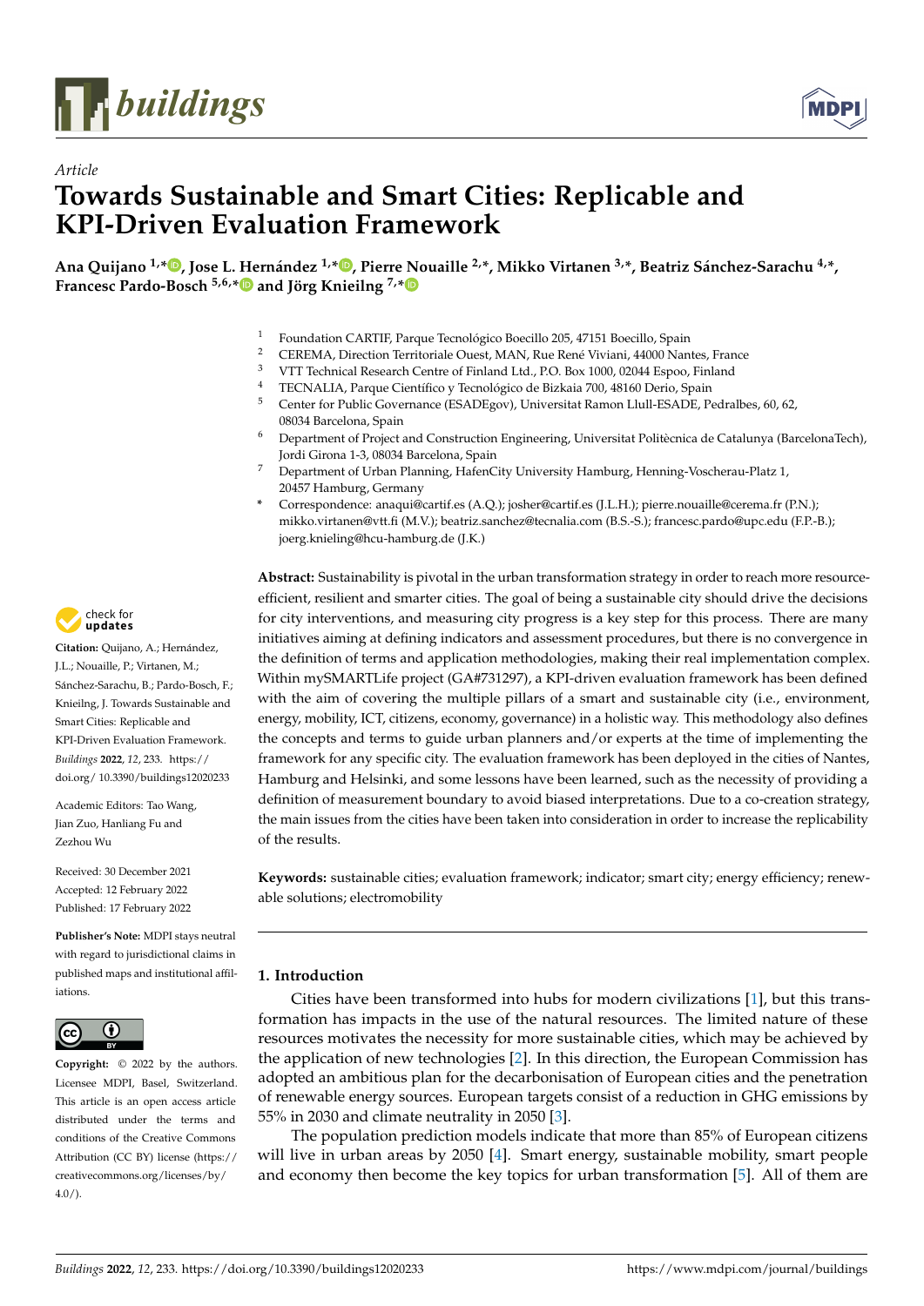*Article*

# Towards Sustainable and Smart Cities: Replicable and KPI-Driven Evaluation Framework

**Ana Quijano [1,*], Jose L. Hernández [1,*], Pierre Nouaille [2,*], Mikko Virtanen [3,*], Beatriz Sánchez-Sarachu [4,*], Francesc Pardo-Bosch [5,6,*] and Jörg Knieilng [7,*]**

[1] Foundation CARTIF, Parque Tecnológico Boecillo 205, 47151 Boecillo, Spain
[2] CEREMA, Direction Territoriale Ouest, MAN, Rue René Viviani, 44000 Nantes, France
[3] VTT Technical Research Centre of Finland Ltd., P.O. Box 1000, 02044 Espoo, Finland
[4] TECNALIA, Parque Científico y Tecnológico de Bizkaia 700, 48160 Derio, Spain
[5] Center for Public Governance (ESADEgov), Universitat Ramon Llull-ESADE, Pedralbes, 60, 62, 08034 Barcelona, Spain
[6] Department of Project and Construction Engineering, Universitat Politècnica de Catalunya (BarcelonaTech), Jordi Girona 1-3, 08034 Barcelona, Spain
[7] Department of Urban Planning, HafenCity University Hamburg, Henning-Voscherau-Platz 1, 20457 Hamburg, Germany
* Correspondence: anaqui@cartif.es (A.Q.); josher@cartif.es (J.L.H.); pierre.nouaille@cerema.fr (P.N.); mikko.virtanen@vtt.fi (M.V.); beatriz.sanchez@tecnalia.com (B.S.-S.); francesc.pardo@upc.edu (F.P.-B.); joerg.knieling@hcu-hamburg.de (J.K.)

**Citation:** Quijano, A.; Hernández, J.L.; Nouaille, P.; Virtanen, M.; Sánchez-Sarachu, B.; Pardo-Bosch, F.; Knieilng, J. Towards Sustainable and Smart Cities: Replicable and KPI-Driven Evaluation Framework. *Buildings* **2022**, *12*, 233. https://doi.org/10.3390/buildings12020233

Academic Editors: Tao Wang, Jian Zuo, Hanliang Fu and Zezhou Wu

Received: 30 December 2021
Accepted: 12 February 2022
Published: 17 February 2022

**Publisher's Note:** MDPI stays neutral with regard to jurisdictional claims in published maps and institutional affiliations.

**Copyright:** © 2022 by the authors. Licensee MDPI, Basel, Switzerland. This article is an open access article distributed under the terms and conditions of the Creative Commons Attribution (CC BY) license (https://creativecommons.org/licenses/by/4.0/).

**Abstract:** Sustainability is pivotal in the urban transformation strategy in order to reach more resource-efficient, resilient and smarter cities. The goal of being a sustainable city should drive the decisions for city interventions, and measuring city progress is a key step for this process. There are many initiatives aiming at defining indicators and assessment procedures, but there is no convergence in the definition of terms and application methodologies, making their real implementation complex. Within mySMARTLife project (GA#731297), a KPI-driven evaluation framework has been defined with the aim of covering the multiple pillars of a smart and sustainable city (i.e., environment, energy, mobility, ICT, citizens, economy, governance) in a holistic way. This methodology also defines the concepts and terms to guide urban planners and/or experts at the time of implementing the framework for any specific city. The evaluation framework has been deployed in the cities of Nantes, Hamburg and Helsinki, and some lessons have been learned, such as the necessity of providing a definition of measurement boundary to avoid biased interpretations. Due to a co-creation strategy, the main issues from the cities have been taken into consideration in order to increase the replicability of the results.

**Keywords:** sustainable cities; evaluation framework; indicator; smart city; energy efficiency; renewable solutions; electromobility

## 1. Introduction

Cities have been transformed into hubs for modern civilizations [1], but this transformation has impacts in the use of the natural resources. The limited nature of these resources motivates the necessity for more sustainable cities, which may be achieved by the application of new technologies [2]. In this direction, the European Commission has adopted an ambitious plan for the decarbonisation of European cities and the penetration of renewable energy sources. European targets consist of a reduction in GHG emissions by 55% in 2030 and climate neutrality in 2050 [3].

The population prediction models indicate that more than 85% of European citizens will live in urban areas by 2050 [4]. Smart energy, sustainable mobility, smart people and economy then become the key topics for urban transformation [5]. All of them are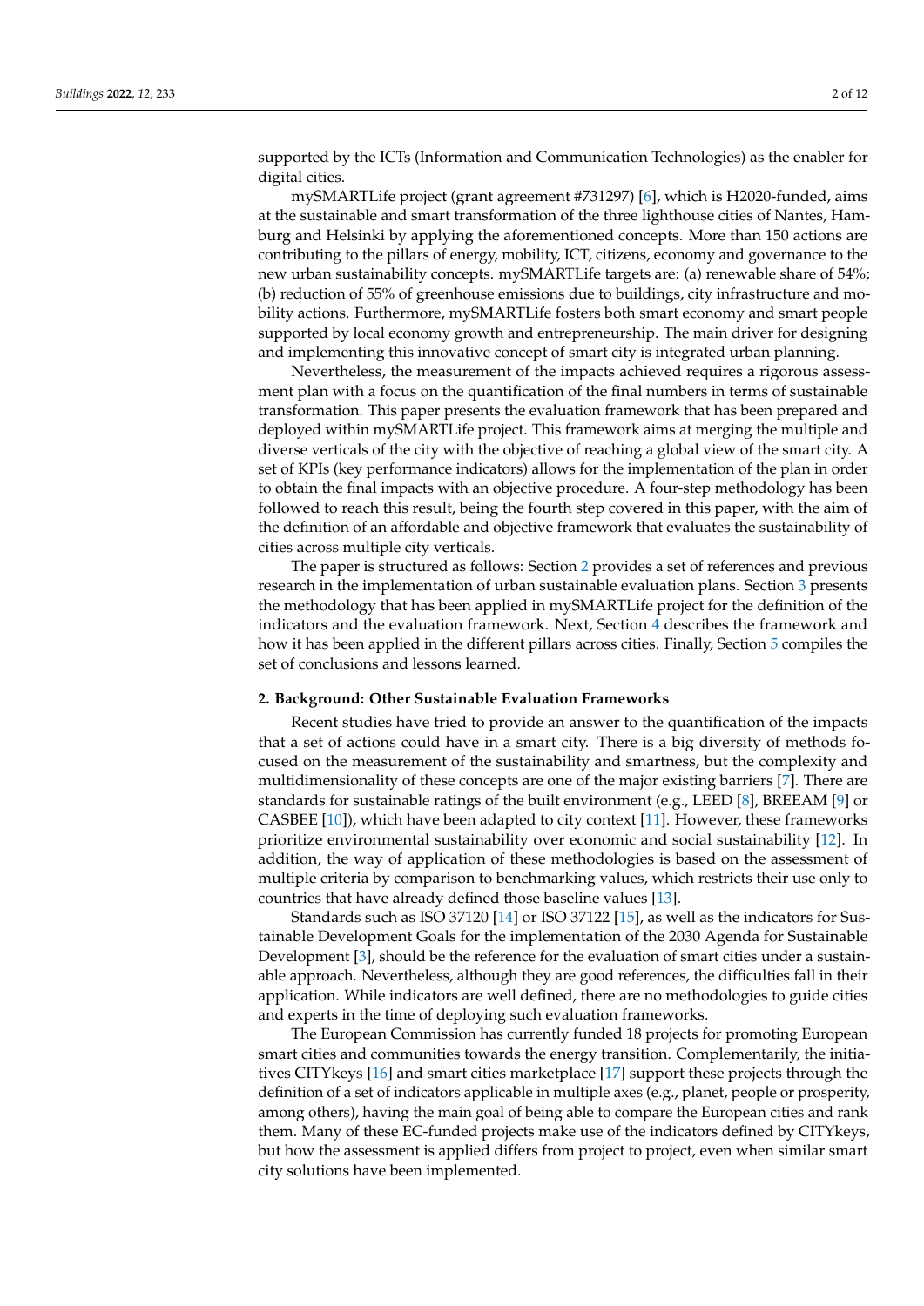supported by the ICTs (Information and Communication Technologies) as the enabler for digital cities.

mySMARTLife project (grant agreement #731297) [6], which is H2020-funded, aims at the sustainable and smart transformation of the three lighthouse cities of Nantes, Hamburg and Helsinki by applying the aforementioned concepts. More than 150 actions are contributing to the pillars of energy, mobility, ICT, citizens, economy and governance to the new urban sustainability concepts. mySMARTLife targets are: (a) renewable share of 54%; (b) reduction of 55% of greenhouse emissions due to buildings, city infrastructure and mobility actions. Furthermore, mySMARTLife fosters both smart economy and smart people supported by local economy growth and entrepreneurship. The main driver for designing and implementing this innovative concept of smart city is integrated urban planning.

Nevertheless, the measurement of the impacts achieved requires a rigorous assessment plan with a focus on the quantification of the final numbers in terms of sustainable transformation. This paper presents the evaluation framework that has been prepared and deployed within mySMARTLife project. This framework aims at merging the multiple and diverse verticals of the city with the objective of reaching a global view of the smart city. A set of KPIs (key performance indicators) allows for the implementation of the plan in order to obtain the final impacts with an objective procedure. A four-step methodology has been followed to reach this result, being the fourth step covered in this paper, with the aim of the definition of an affordable and objective framework that evaluates the sustainability of cities across multiple city verticals.

The paper is structured as follows: Section 2 provides a set of references and previous research in the implementation of urban sustainable evaluation plans. Section 3 presents the methodology that has been applied in mySMARTLife project for the definition of the indicators and the evaluation framework. Next, Section 4 describes the framework and how it has been applied in the different pillars across cities. Finally, Section 5 compiles the set of conclusions and lessons learned.

## 2. Background: Other Sustainable Evaluation Frameworks

Recent studies have tried to provide an answer to the quantification of the impacts that a set of actions could have in a smart city. There is a big diversity of methods focused on the measurement of the sustainability and smartness, but the complexity and multidimensionality of these concepts are one of the major existing barriers [7]. There are standards for sustainable ratings of the built environment (e.g., LEED [8], BREEAM [9] or CASBEE [10]), which have been adapted to city context [11]. However, these frameworks prioritize environmental sustainability over economic and social sustainability [12]. In addition, the way of application of these methodologies is based on the assessment of multiple criteria by comparison to benchmarking values, which restricts their use only to countries that have already defined those baseline values [13].

Standards such as ISO 37120 [14] or ISO 37122 [15], as well as the indicators for Sustainable Development Goals for the implementation of the 2030 Agenda for Sustainable Development [3], should be the reference for the evaluation of smart cities under a sustainable approach. Nevertheless, although they are good references, the difficulties fall in their application. While indicators are well defined, there are no methodologies to guide cities and experts in the time of deploying such evaluation frameworks.

The European Commission has currently funded 18 projects for promoting European smart cities and communities towards the energy transition. Complementarily, the initiatives CITYkeys [16] and smart cities marketplace [17] support these projects through the definition of a set of indicators applicable in multiple axes (e.g., planet, people or prosperity, among others), having the main goal of being able to compare the European cities and rank them. Many of these EC-funded projects make use of the indicators defined by CITYkeys, but how the assessment is applied differs from project to project, even when similar smart city solutions have been implemented.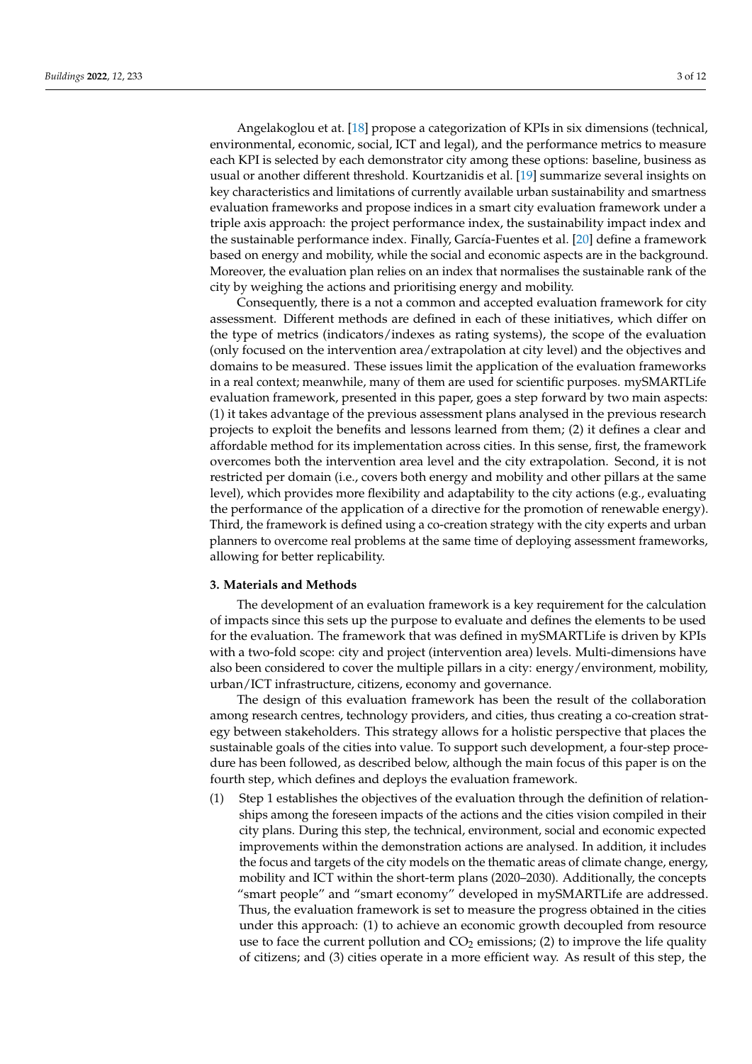Angelakoglou et at. [18] propose a categorization of KPIs in six dimensions (technical, environmental, economic, social, ICT and legal), and the performance metrics to measure each KPI is selected by each demonstrator city among these options: baseline, business as usual or another different threshold. Kourtzanidis et al. [19] summarize several insights on key characteristics and limitations of currently available urban sustainability and smartness evaluation frameworks and propose indices in a smart city evaluation framework under a triple axis approach: the project performance index, the sustainability impact index and the sustainable performance index. Finally, García-Fuentes et al. [20] define a framework based on energy and mobility, while the social and economic aspects are in the background. Moreover, the evaluation plan relies on an index that normalises the sustainable rank of the city by weighing the actions and prioritising energy and mobility.

Consequently, there is a not a common and accepted evaluation framework for city assessment. Different methods are defined in each of these initiatives, which differ on the type of metrics (indicators/indexes as rating systems), the scope of the evaluation (only focused on the intervention area/extrapolation at city level) and the objectives and domains to be measured. These issues limit the application of the evaluation frameworks in a real context; meanwhile, many of them are used for scientific purposes. mySMARTLife evaluation framework, presented in this paper, goes a step forward by two main aspects: (1) it takes advantage of the previous assessment plans analysed in the previous research projects to exploit the benefits and lessons learned from them; (2) it defines a clear and affordable method for its implementation across cities. In this sense, first, the framework overcomes both the intervention area level and the city extrapolation. Second, it is not restricted per domain (i.e., covers both energy and mobility and other pillars at the same level), which provides more flexibility and adaptability to the city actions (e.g., evaluating the performance of the application of a directive for the promotion of renewable energy). Third, the framework is defined using a co-creation strategy with the city experts and urban planners to overcome real problems at the same time of deploying assessment frameworks, allowing for better replicability.

## 3. Materials and Methods

The development of an evaluation framework is a key requirement for the calculation of impacts since this sets up the purpose to evaluate and defines the elements to be used for the evaluation. The framework that was defined in mySMARTLife is driven by KPIs with a two-fold scope: city and project (intervention area) levels. Multi-dimensions have also been considered to cover the multiple pillars in a city: energy/environment, mobility, urban/ICT infrastructure, citizens, economy and governance.

The design of this evaluation framework has been the result of the collaboration among research centres, technology providers, and cities, thus creating a co-creation strategy between stakeholders. This strategy allows for a holistic perspective that places the sustainable goals of the cities into value. To support such development, a four-step procedure has been followed, as described below, although the main focus of this paper is on the fourth step, which defines and deploys the evaluation framework.

(1) Step 1 establishes the objectives of the evaluation through the definition of relationships among the foreseen impacts of the actions and the cities vision compiled in their city plans. During this step, the technical, environment, social and economic expected improvements within the demonstration actions are analysed. In addition, it includes the focus and targets of the city models on the thematic areas of climate change, energy, mobility and ICT within the short-term plans (2020–2030). Additionally, the concepts "smart people" and "smart economy" developed in mySMARTLife are addressed. Thus, the evaluation framework is set to measure the progress obtained in the cities under this approach: (1) to achieve an economic growth decoupled from resource use to face the current pollution and $CO_2$ emissions; (2) to improve the life quality of citizens; and (3) cities operate in a more efficient way. As result of this step, the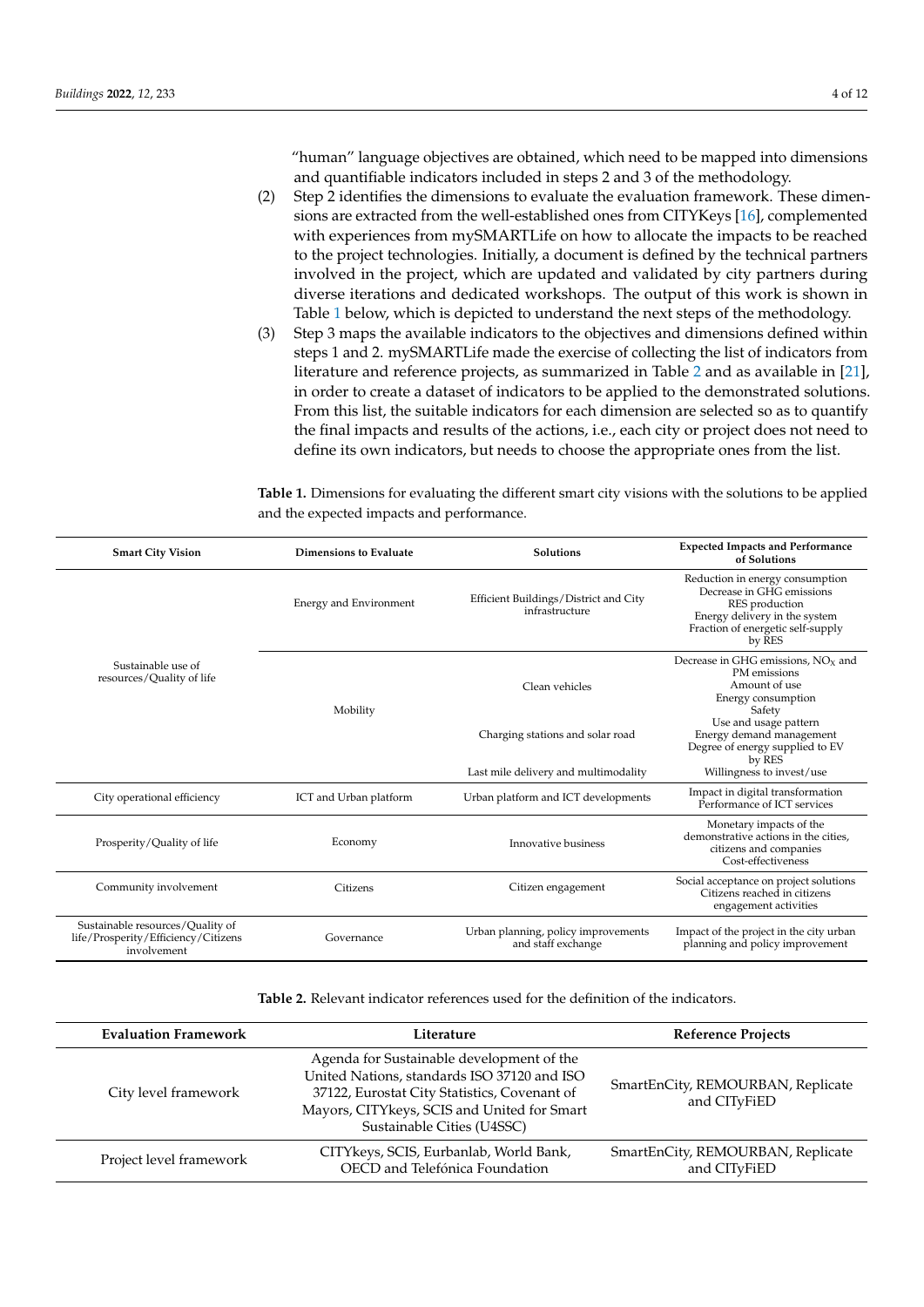"human" language objectives are obtained, which need to be mapped into dimensions and quantifiable indicators included in steps 2 and 3 of the methodology.

(2) Step 2 identifies the dimensions to evaluate the evaluation framework. These dimensions are extracted from the well-established ones from CITYKeys [16], complemented with experiences from mySMARTLife on how to allocate the impacts to be reached to the project technologies. Initially, a document is defined by the technical partners involved in the project, which are updated and validated by city partners during diverse iterations and dedicated workshops. The output of this work is shown in Table 1 below, which is depicted to understand the next steps of the methodology.

(3) Step 3 maps the available indicators to the objectives and dimensions defined within steps 1 and 2. mySMARTLife made the exercise of collecting the list of indicators from literature and reference projects, as summarized in Table 2 and as available in [21], in order to create a dataset of indicators to be applied to the demonstrated solutions. From this list, the suitable indicators for each dimension are selected so as to quantify the final impacts and results of the actions, i.e., each city or project does not need to define its own indicators, but needs to choose the appropriate ones from the list.

**Table 1.** Dimensions for evaluating the different smart city visions with the solutions to be applied and the expected impacts and performance.

| Smart City Vision | Dimensions to Evaluate | Solutions | Expected Impacts and Performance of Solutions |
|---|---|---|---|
| Sustainable use of resources/Quality of life | Energy and Environment | Efficient Buildings/District and City infrastructure | Reduction in energy consumption<br>Decrease in GHG emissions<br>RES production<br>Energy delivery in the system<br>Fraction of energetic self-supply by RES |
| | Mobility | Clean vehicles | Decrease in GHG emissions, $NO_X$ and PM emissions<br>Amount of use<br>Energy consumption<br>Safety |
| | | Charging stations and solar road | Use and usage pattern<br>Energy demand management<br>Degree of energy supplied to EV by RES |
| | | Last mile delivery and multimodality | Willingness to invest/use |
| City operational efficiency | ICT and Urban platform | Urban platform and ICT developments | Impact in digital transformation<br>Performance of ICT services |
| Prosperity/Quality of life | Economy | Innovative business | Monetary impacts of the demonstrative actions in the cities, citizens and companies<br>Cost-effectiveness |
| Community involvement | Citizens | Citizen engagement | Social acceptance on project solutions<br>Citizens reached in citizens engagement activities |
| Sustainable resources/Quality of life/Prosperity/Efficiency/Citizens involvement | Governance | Urban planning, policy improvements and staff exchange | Impact of the project in the city urban planning and policy improvement |

**Table 2.** Relevant indicator references used for the definition of the indicators.

| Evaluation Framework | Literature | Reference Projects |
|---|---|---|
| City level framework | Agenda for Sustainable development of the United Nations, standards ISO 37120 and ISO 37122, Eurostat City Statistics, Covenant of Mayors, CITYkeys, SCIS and United for Smart Sustainable Cities (U4SSC) | SmartEnCity, REMOURBAN, Replicate and CITyFiED |
| Project level framework | CITYkeys, SCIS, Eurbanlab, World Bank, OECD and Telefónica Foundation | SmartEnCity, REMOURBAN, Replicate and CITyFiED |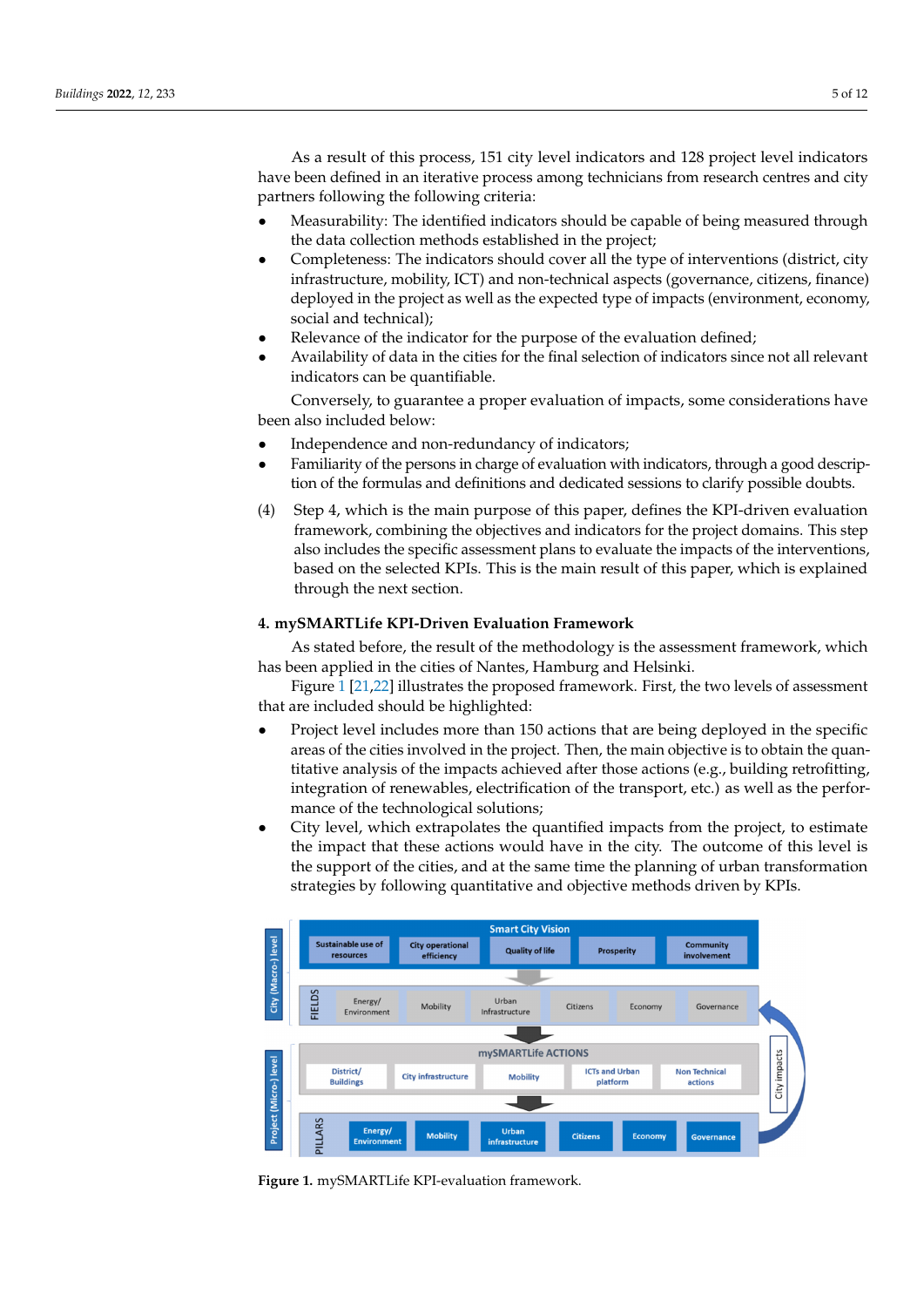As a result of this process, 151 city level indicators and 128 project level indicators have been defined in an iterative process among technicians from research centres and city partners following the following criteria:

- Measurability: The identified indicators should be capable of being measured through the data collection methods established in the project;
- Completeness: The indicators should cover all the type of interventions (district, city infrastructure, mobility, ICT) and non-technical aspects (governance, citizens, finance) deployed in the project as well as the expected type of impacts (environment, economy, social and technical);
- Relevance of the indicator for the purpose of the evaluation defined;
- Availability of data in the cities for the final selection of indicators since not all relevant indicators can be quantifiable.

Conversely, to guarantee a proper evaluation of impacts, some considerations have been also included below:

- Independence and non-redundancy of indicators;
- Familiarity of the persons in charge of evaluation with indicators, through a good description of the formulas and definitions and dedicated sessions to clarify possible doubts.

(4) Step 4, which is the main purpose of this paper, defines the KPI-driven evaluation framework, combining the objectives and indicators for the project domains. This step also includes the specific assessment plans to evaluate the impacts of the interventions, based on the selected KPIs. This is the main result of this paper, which is explained through the next section.

## 4. mySMARTLife KPI-Driven Evaluation Framework

As stated before, the result of the methodology is the assessment framework, which has been applied in the cities of Nantes, Hamburg and Helsinki.

Figure 1 [21,22] illustrates the proposed framework. First, the two levels of assessment that are included should be highlighted:

- Project level includes more than 150 actions that are being deployed in the specific areas of the cities involved in the project. Then, the main objective is to obtain the quantitative analysis of the impacts achieved after those actions (e.g., building retrofitting, integration of renewables, electrification of the transport, etc.) as well as the performance of the technological solutions;
- City level, which extrapolates the quantified impacts from the project, to estimate the impact that these actions would have in the city. The outcome of this level is the support of the cities, and at the same time the planning of urban transformation strategies by following quantitative and objective methods driven by KPIs.

**Figure 1.** mySMARTLife KPI-evaluation framework.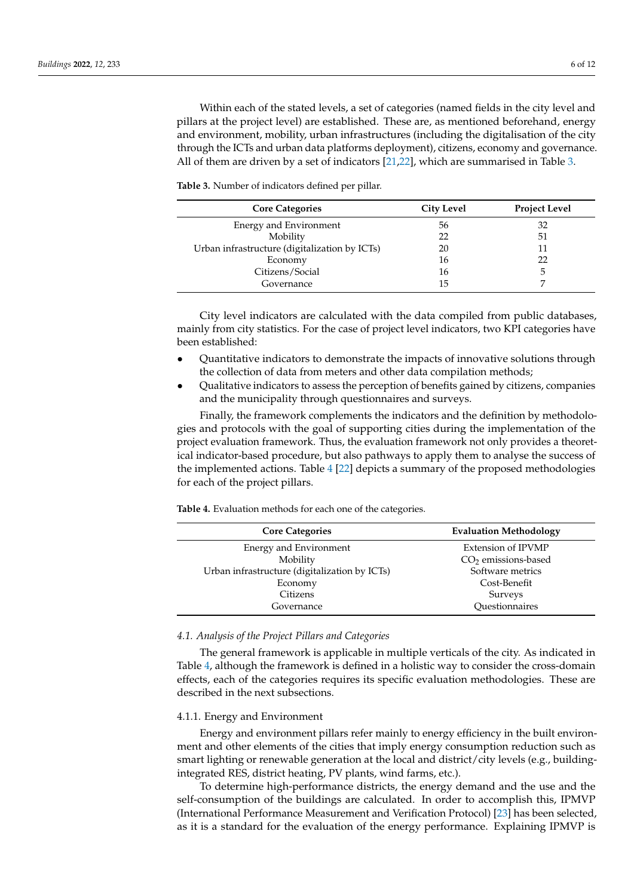Within each of the stated levels, a set of categories (named fields in the city level and pillars at the project level) are established. These are, as mentioned beforehand, energy and environment, mobility, urban infrastructures (including the digitalisation of the city through the ICTs and urban data platforms deployment), citizens, economy and governance. All of them are driven by a set of indicators [21,22], which are summarised in Table 3.

**Table 3.** Number of indicators defined per pillar.

| Core Categories | City Level | Project Level |
|---|---|---|
| Energy and Environment | 56 | 32 |
| Mobility | 22 | 51 |
| Urban infrastructure (digitalization by ICTs) | 20 | 11 |
| Economy | 16 | 22 |
| Citizens/Social | 16 | 5 |
| Governance | 15 | 7 |

City level indicators are calculated with the data compiled from public databases, mainly from city statistics. For the case of project level indicators, two KPI categories have been established:

- Quantitative indicators to demonstrate the impacts of innovative solutions through the collection of data from meters and other data compilation methods;
- Qualitative indicators to assess the perception of benefits gained by citizens, companies and the municipality through questionnaires and surveys.

Finally, the framework complements the indicators and the definition by methodologies and protocols with the goal of supporting cities during the implementation of the project evaluation framework. Thus, the evaluation framework not only provides a theoretical indicator-based procedure, but also pathways to apply them to analyse the success of the implemented actions. Table 4 [22] depicts a summary of the proposed methodologies for each of the project pillars.

**Table 4.** Evaluation methods for each one of the categories.

| Core Categories | Evaluation Methodology |
|---|---|
| Energy and Environment | Extension of IPVMP |
| Mobility | $CO_2$ emissions-based |
| Urban infrastructure (digitalization by ICTs) | Software metrics |
| Economy | Cost-Benefit |
| Citizens | Surveys |
| Governance | Questionnaires |

### *4.1. Analysis of the Project Pillars and Categories*

The general framework is applicable in multiple verticals of the city. As indicated in Table 4, although the framework is defined in a holistic way to consider the cross-domain effects, each of the categories requires its specific evaluation methodologies. These are described in the next subsections.

#### 4.1.1. Energy and Environment

Energy and environment pillars refer mainly to energy efficiency in the built environment and other elements of the cities that imply energy consumption reduction such as smart lighting or renewable generation at the local and district/city levels (e.g., building-integrated RES, district heating, PV plants, wind farms, etc.).

To determine high-performance districts, the energy demand and the use and the self-consumption of the buildings are calculated. In order to accomplish this, IPMVP (International Performance Measurement and Verification Protocol) [23] has been selected, as it is a standard for the evaluation of the energy performance. Explaining IPMVP is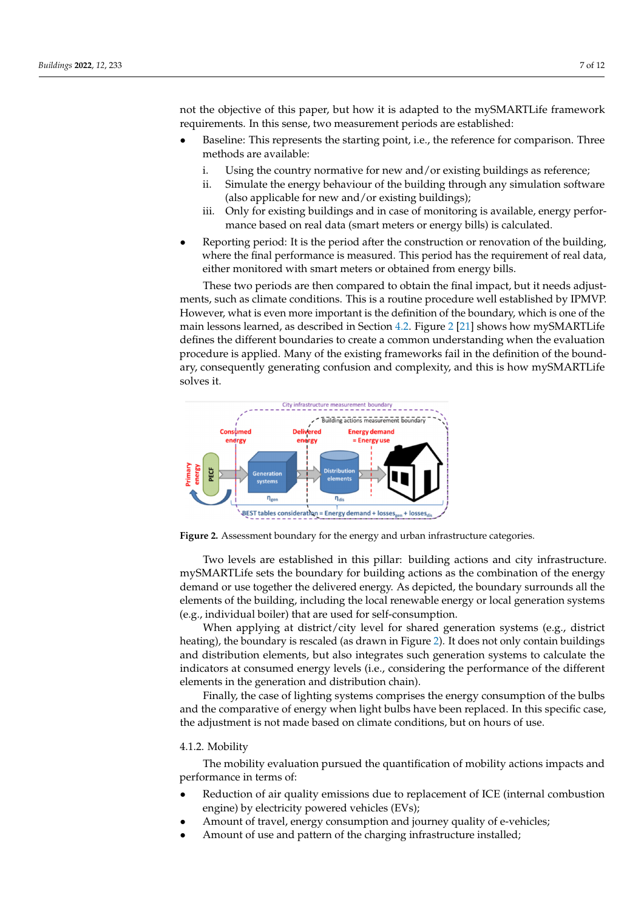not the objective of this paper, but how it is adapted to the mySMARTLife framework requirements. In this sense, two measurement periods are established:

- Baseline: This represents the starting point, i.e., the reference for comparison. Three methods are available:
  - i. Using the country normative for new and/or existing buildings as reference;
  - ii. Simulate the energy behaviour of the building through any simulation software (also applicable for new and/or existing buildings);
  - iii. Only for existing buildings and in case of monitoring is available, energy performance based on real data (smart meters or energy bills) is calculated.
- Reporting period: It is the period after the construction or renovation of the building, where the final performance is measured. This period has the requirement of real data, either monitored with smart meters or obtained from energy bills.

These two periods are then compared to obtain the final impact, but it needs adjustments, such as climate conditions. This is a routine procedure well established by IPMVP. However, what is even more important is the definition of the boundary, which is one of the main lessons learned, as described in Section 4.2. Figure 2 [21] shows how mySMARTLife defines the different boundaries to create a common understanding when the evaluation procedure is applied. Many of the existing frameworks fail in the definition of the boundary, consequently generating confusion and complexity, and this is how mySMARTLife solves it.

**Figure 2.** Assessment boundary for the energy and urban infrastructure categories.

Two levels are established in this pillar: building actions and city infrastructure. mySMARTLife sets the boundary for building actions as the combination of the energy demand or use together the delivered energy. As depicted, the boundary surrounds all the elements of the building, including the local renewable energy or local generation systems (e.g., individual boiler) that are used for self-consumption.

When applying at district/city level for shared generation systems (e.g., district heating), the boundary is rescaled (as drawn in Figure 2). It does not only contain buildings and distribution elements, but also integrates such generation systems to calculate the indicators at consumed energy levels (i.e., considering the performance of the different elements in the generation and distribution chain).

Finally, the case of lighting systems comprises the energy consumption of the bulbs and the comparative of energy when light bulbs have been replaced. In this specific case, the adjustment is not made based on climate conditions, but on hours of use.

#### 4.1.2. Mobility

The mobility evaluation pursued the quantification of mobility actions impacts and performance in terms of:

- Reduction of air quality emissions due to replacement of ICE (internal combustion engine) by electricity powered vehicles (EVs);
- Amount of travel, energy consumption and journey quality of e-vehicles;
- Amount of use and pattern of the charging infrastructure installed;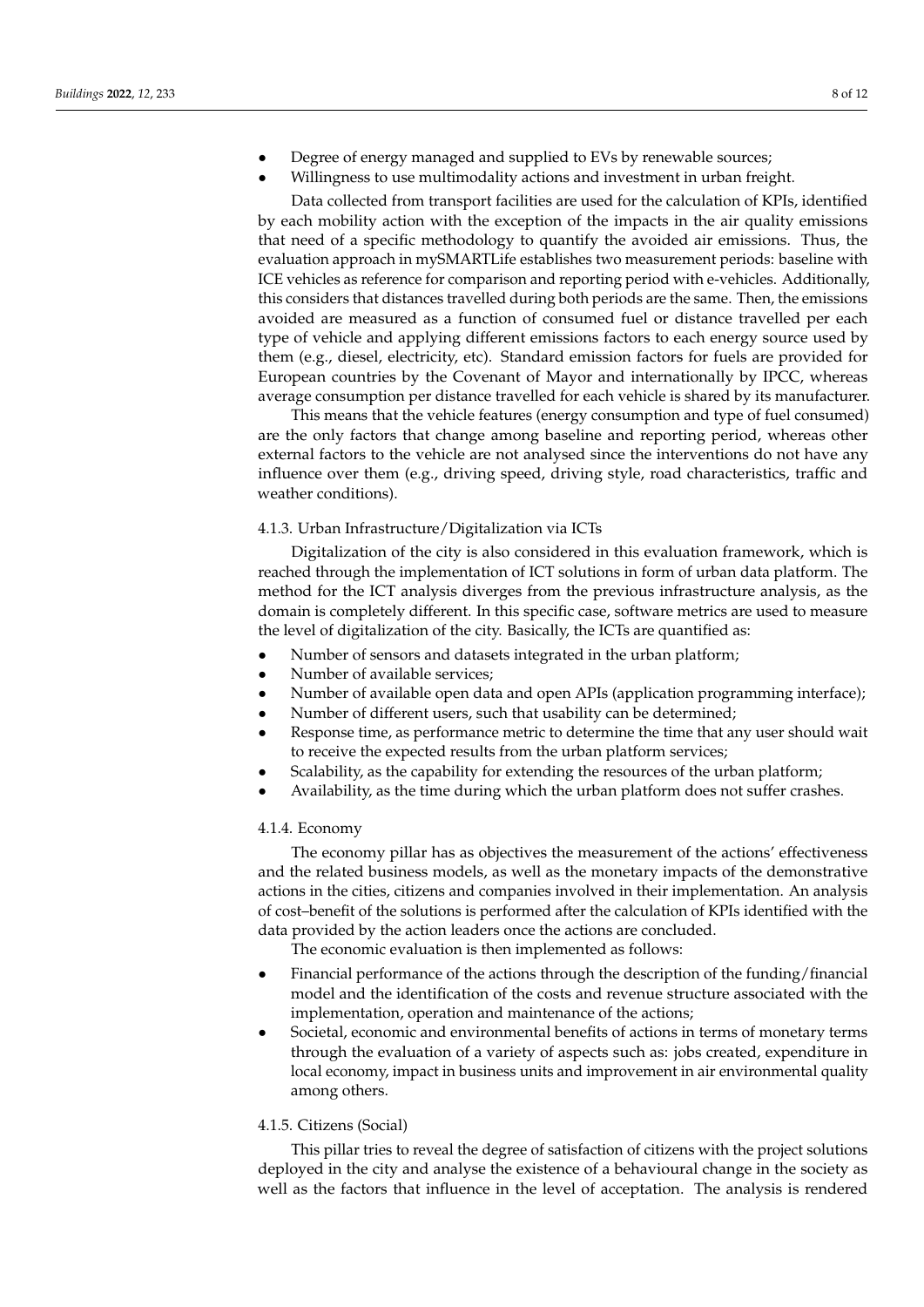- Degree of energy managed and supplied to EVs by renewable sources;
- Willingness to use multimodality actions and investment in urban freight.

Data collected from transport facilities are used for the calculation of KPIs, identified by each mobility action with the exception of the impacts in the air quality emissions that need of a specific methodology to quantify the avoided air emissions. Thus, the evaluation approach in mySMARTLife establishes two measurement periods: baseline with ICE vehicles as reference for comparison and reporting period with e-vehicles. Additionally, this considers that distances travelled during both periods are the same. Then, the emissions avoided are measured as a function of consumed fuel or distance travelled per each type of vehicle and applying different emissions factors to each energy source used by them (e.g., diesel, electricity, etc). Standard emission factors for fuels are provided for European countries by the Covenant of Mayor and internationally by IPCC, whereas average consumption per distance travelled for each vehicle is shared by its manufacturer.

This means that the vehicle features (energy consumption and type of fuel consumed) are the only factors that change among baseline and reporting period, whereas other external factors to the vehicle are not analysed since the interventions do not have any influence over them (e.g., driving speed, driving style, road characteristics, traffic and weather conditions).

#### 4.1.3. Urban Infrastructure/Digitalization via ICTs

Digitalization of the city is also considered in this evaluation framework, which is reached through the implementation of ICT solutions in form of urban data platform. The method for the ICT analysis diverges from the previous infrastructure analysis, as the domain is completely different. In this specific case, software metrics are used to measure the level of digitalization of the city. Basically, the ICTs are quantified as:

- Number of sensors and datasets integrated in the urban platform;
- Number of available services;
- Number of available open data and open APIs (application programming interface);
- Number of different users, such that usability can be determined;
- Response time, as performance metric to determine the time that any user should wait to receive the expected results from the urban platform services;
- Scalability, as the capability for extending the resources of the urban platform;
- Availability, as the time during which the urban platform does not suffer crashes.

#### 4.1.4. Economy

The economy pillar has as objectives the measurement of the actions' effectiveness and the related business models, as well as the monetary impacts of the demonstrative actions in the cities, citizens and companies involved in their implementation. An analysis of cost–benefit of the solutions is performed after the calculation of KPIs identified with the data provided by the action leaders once the actions are concluded.

The economic evaluation is then implemented as follows:

- Financial performance of the actions through the description of the funding/financial model and the identification of the costs and revenue structure associated with the implementation, operation and maintenance of the actions;
- Societal, economic and environmental benefits of actions in terms of monetary terms through the evaluation of a variety of aspects such as: jobs created, expenditure in local economy, impact in business units and improvement in air environmental quality among others.

#### 4.1.5. Citizens (Social)

This pillar tries to reveal the degree of satisfaction of citizens with the project solutions deployed in the city and analyse the existence of a behavioural change in the society as well as the factors that influence in the level of acceptation. The analysis is rendered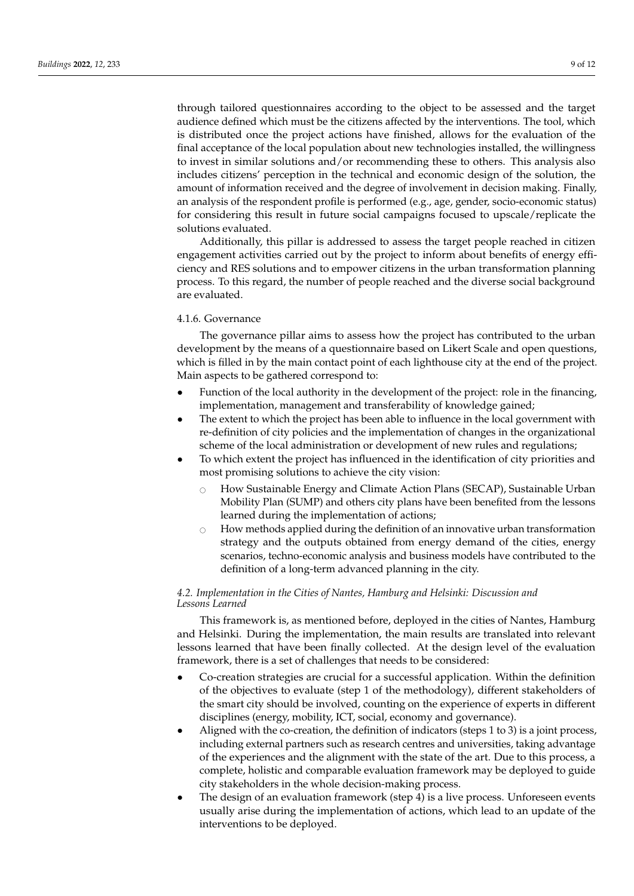through tailored questionnaires according to the object to be assessed and the target audience defined which must be the citizens affected by the interventions. The tool, which is distributed once the project actions have finished, allows for the evaluation of the final acceptance of the local population about new technologies installed, the willingness to invest in similar solutions and/or recommending these to others. This analysis also includes citizens' perception in the technical and economic design of the solution, the amount of information received and the degree of involvement in decision making. Finally, an analysis of the respondent profile is performed (e.g., age, gender, socio-economic status) for considering this result in future social campaigns focused to upscale/replicate the solutions evaluated.

Additionally, this pillar is addressed to assess the target people reached in citizen engagement activities carried out by the project to inform about benefits of energy efficiency and RES solutions and to empower citizens in the urban transformation planning process. To this regard, the number of people reached and the diverse social background are evaluated.

#### 4.1.6. Governance

The governance pillar aims to assess how the project has contributed to the urban development by the means of a questionnaire based on Likert Scale and open questions, which is filled in by the main contact point of each lighthouse city at the end of the project. Main aspects to be gathered correspond to:

- Function of the local authority in the development of the project: role in the financing, implementation, management and transferability of knowledge gained;
- The extent to which the project has been able to influence in the local government with re-definition of city policies and the implementation of changes in the organizational scheme of the local administration or development of new rules and regulations;
- To which extent the project has influenced in the identification of city priorities and most promising solutions to achieve the city vision:
    - How Sustainable Energy and Climate Action Plans (SECAP), Sustainable Urban Mobility Plan (SUMP) and others city plans have been benefited from the lessons learned during the implementation of actions;
    - How methods applied during the definition of an innovative urban transformation strategy and the outputs obtained from energy demand of the cities, energy scenarios, techno-economic analysis and business models have contributed to the definition of a long-term advanced planning in the city.

### *4.2. Implementation in the Cities of Nantes, Hamburg and Helsinki: Discussion and Lessons Learned*

This framework is, as mentioned before, deployed in the cities of Nantes, Hamburg and Helsinki. During the implementation, the main results are translated into relevant lessons learned that have been finally collected. At the design level of the evaluation framework, there is a set of challenges that needs to be considered:

- Co-creation strategies are crucial for a successful application. Within the definition of the objectives to evaluate (step 1 of the methodology), different stakeholders of the smart city should be involved, counting on the experience of experts in different disciplines (energy, mobility, ICT, social, economy and governance).
- Aligned with the co-creation, the definition of indicators (steps 1 to 3) is a joint process, including external partners such as research centres and universities, taking advantage of the experiences and the alignment with the state of the art. Due to this process, a complete, holistic and comparable evaluation framework may be deployed to guide city stakeholders in the whole decision-making process.
- The design of an evaluation framework (step 4) is a live process. Unforeseen events usually arise during the implementation of actions, which lead to an update of the interventions to be deployed.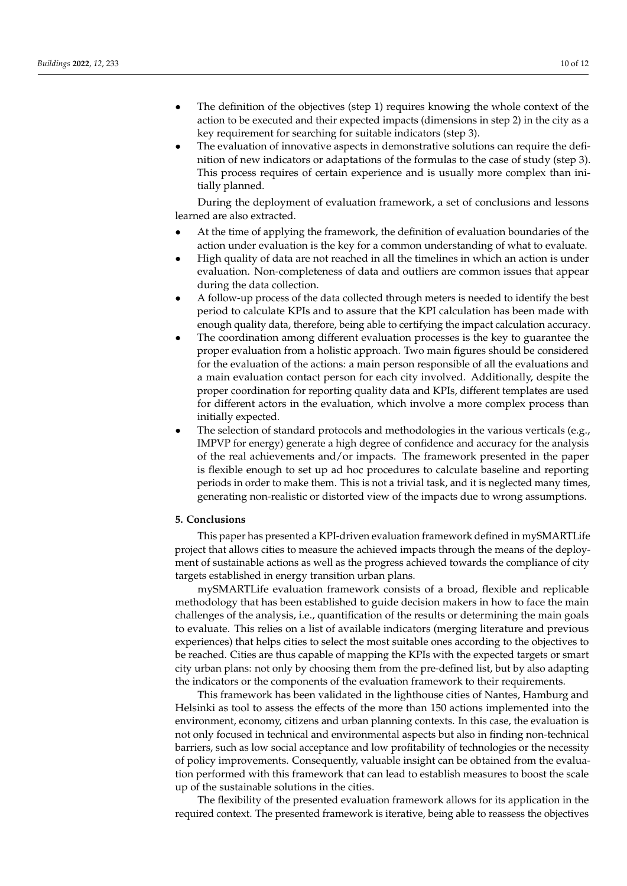- The definition of the objectives (step 1) requires knowing the whole context of the action to be executed and their expected impacts (dimensions in step 2) in the city as a key requirement for searching for suitable indicators (step 3).
- The evaluation of innovative aspects in demonstrative solutions can require the definition of new indicators or adaptations of the formulas to the case of study (step 3). This process requires of certain experience and is usually more complex than initially planned.

During the deployment of evaluation framework, a set of conclusions and lessons learned are also extracted.

- At the time of applying the framework, the definition of evaluation boundaries of the action under evaluation is the key for a common understanding of what to evaluate.
- High quality of data are not reached in all the timelines in which an action is under evaluation. Non-completeness of data and outliers are common issues that appear during the data collection.
- A follow-up process of the data collected through meters is needed to identify the best period to calculate KPIs and to assure that the KPI calculation has been made with enough quality data, therefore, being able to certifying the impact calculation accuracy.
- The coordination among different evaluation processes is the key to guarantee the proper evaluation from a holistic approach. Two main figures should be considered for the evaluation of the actions: a main person responsible of all the evaluations and a main evaluation contact person for each city involved. Additionally, despite the proper coordination for reporting quality data and KPIs, different templates are used for different actors in the evaluation, which involve a more complex process than initially expected.
- The selection of standard protocols and methodologies in the various verticals (e.g., IMPVP for energy) generate a high degree of confidence and accuracy for the analysis of the real achievements and/or impacts. The framework presented in the paper is flexible enough to set up ad hoc procedures to calculate baseline and reporting periods in order to make them. This is not a trivial task, and it is neglected many times, generating non-realistic or distorted view of the impacts due to wrong assumptions.

## 5. Conclusions

This paper has presented a KPI-driven evaluation framework defined in mySMARTLife project that allows cities to measure the achieved impacts through the means of the deployment of sustainable actions as well as the progress achieved towards the compliance of city targets established in energy transition urban plans.

mySMARTLife evaluation framework consists of a broad, flexible and replicable methodology that has been established to guide decision makers in how to face the main challenges of the analysis, i.e., quantification of the results or determining the main goals to evaluate. This relies on a list of available indicators (merging literature and previous experiences) that helps cities to select the most suitable ones according to the objectives to be reached. Cities are thus capable of mapping the KPIs with the expected targets or smart city urban plans: not only by choosing them from the pre-defined list, but by also adapting the indicators or the components of the evaluation framework to their requirements.

This framework has been validated in the lighthouse cities of Nantes, Hamburg and Helsinki as tool to assess the effects of the more than 150 actions implemented into the environment, economy, citizens and urban planning contexts. In this case, the evaluation is not only focused in technical and environmental aspects but also in finding non-technical barriers, such as low social acceptance and low profitability of technologies or the necessity of policy improvements. Consequently, valuable insight can be obtained from the evaluation performed with this framework that can lead to establish measures to boost the scale up of the sustainable solutions in the cities.

The flexibility of the presented evaluation framework allows for its application in the required context. The presented framework is iterative, being able to reassess the objectives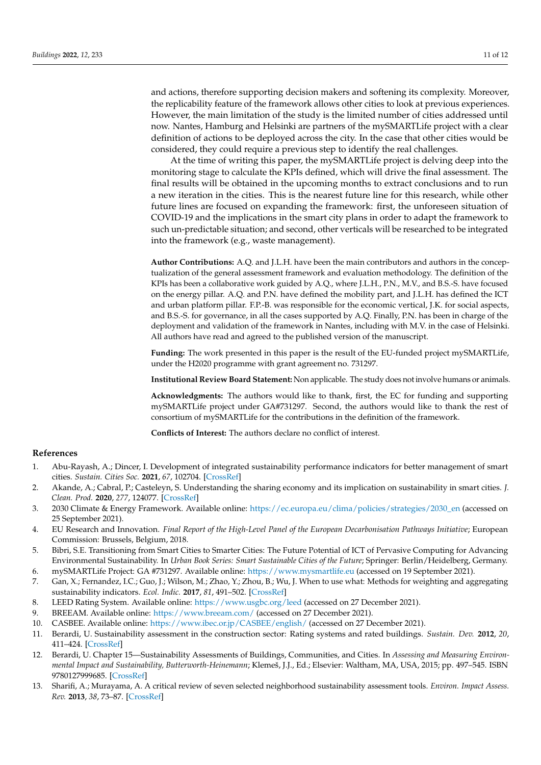and actions, therefore supporting decision makers and softening its complexity. Moreover, the replicability feature of the framework allows other cities to look at previous experiences. However, the main limitation of the study is the limited number of cities addressed until now. Nantes, Hamburg and Helsinki are partners of the mySMARTLife project with a clear definition of actions to be deployed across the city. In the case that other cities would be considered, they could require a previous step to identify the real challenges.

At the time of writing this paper, the mySMARTLife project is delving deep into the monitoring stage to calculate the KPIs defined, which will drive the final assessment. The final results will be obtained in the upcoming months to extract conclusions and to run a new iteration in the cities. This is the nearest future line for this research, while other future lines are focused on expanding the framework: first, the unforeseen situation of COVID-19 and the implications in the smart city plans in order to adapt the framework to such un-predictable situation; and second, other verticals will be researched to be integrated into the framework (e.g., waste management).

**Author Contributions:** A.Q. and J.L.H. have been the main contributors and authors in the conceptualization of the general assessment framework and evaluation methodology. The definition of the KPIs has been a collaborative work guided by A.Q., where J.L.H., P.N., M.V., and B.S.-S. have focused on the energy pillar. A.Q. and P.N. have defined the mobility part, and J.L.H. has defined the ICT and urban platform pillar. F.P.-B. was responsible for the economic vertical, J.K. for social aspects, and B.S.-S. for governance, in all the cases supported by A.Q. Finally, P.N. has been in charge of the deployment and validation of the framework in Nantes, including with M.V. in the case of Helsinki. All authors have read and agreed to the published version of the manuscript.

**Funding:** The work presented in this paper is the result of the EU-funded project mySMARTLife, under the H2020 programme with grant agreement no. 731297.

**Institutional Review Board Statement:** Non applicable. The study does not involve humans or animals.

**Acknowledgments:** The authors would like to thank, first, the EC for funding and supporting mySMARTLife project under GA#731297. Second, the authors would like to thank the rest of consortium of mySMARTLife for the contributions in the definition of the framework.

**Conflicts of Interest:** The authors declare no conflict of interest.

## References

1. Abu-Rayash, A.; Dincer, I. Development of integrated sustainability performance indicators for better management of smart cities. *Sustain. Cities Soc.* **2021**, *67*, 102704. [CrossRef]
2. Akande, A.; Cabral, P.; Casteleyn, S. Understanding the sharing economy and its implication on sustainability in smart cities. *J. Clean. Prod.* **2020**, *277*, 124077. [CrossRef]
3. 2030 Climate & Energy Framework. Available online: https://ec.europa.eu/clima/policies/strategies/2030_en (accessed on 25 September 2021).
4. EU Research and Innovation. *Final Report of the High-Level Panel of the European Decarbonisation Pathways Initiative*; European Commission: Brussels, Belgium, 2018.
5. Bibri, S.E. Transitioning from Smart Cities to Smarter Cities: The Future Potential of ICT of Pervasive Computing for Advancing Environmental Sustainability. In *Urban Book Series: Smart Sustainable Cities of the Future*; Springer: Berlin/Heidelberg, Germany.
6. mySMARTLife Project: GA #731297. Available online: https://www.mysmartlife.eu (accessed on 19 September 2021).
7. Gan, X.; Fernandez, I.C.; Guo, J.; Wilson, M.; Zhao, Y.; Zhou, B.; Wu, J. When to use what: Methods for weighting and aggregating sustainability indicators. *Ecol. Indic.* **2017**, *81*, 491–502. [CrossRef]
8. LEED Rating System. Available online: https://www.usgbc.org/leed (accessed on 27 December 2021).
9. BREEAM. Available online: https://www.breeam.com/ (accessed on 27 December 2021).
10. CASBEE. Available online: https://www.ibec.or.jp/CASBEE/english/ (accessed on 27 December 2021).
11. Berardi, U. Sustainability assessment in the construction sector: Rating systems and rated buildings. *Sustain. Dev.* **2012**, *20*, 411–424. [CrossRef]
12. Berardi, U. Chapter 15—Sustainability Assessments of Buildings, Communities, and Cities. In *Assessing and Measuring Environmental Impact and Sustainability, Butterworth-Heinemann*; Klemeš, J.J., Ed.; Elsevier: Waltham, MA, USA, 2015; pp. 497–545. ISBN 9780127999685. [CrossRef]
13. Sharifi, A.; Murayama, A. A critical review of seven selected neighborhood sustainability assessment tools. *Environ. Impact Assess. Rev.* **2013**, *38*, 73–87. [CrossRef]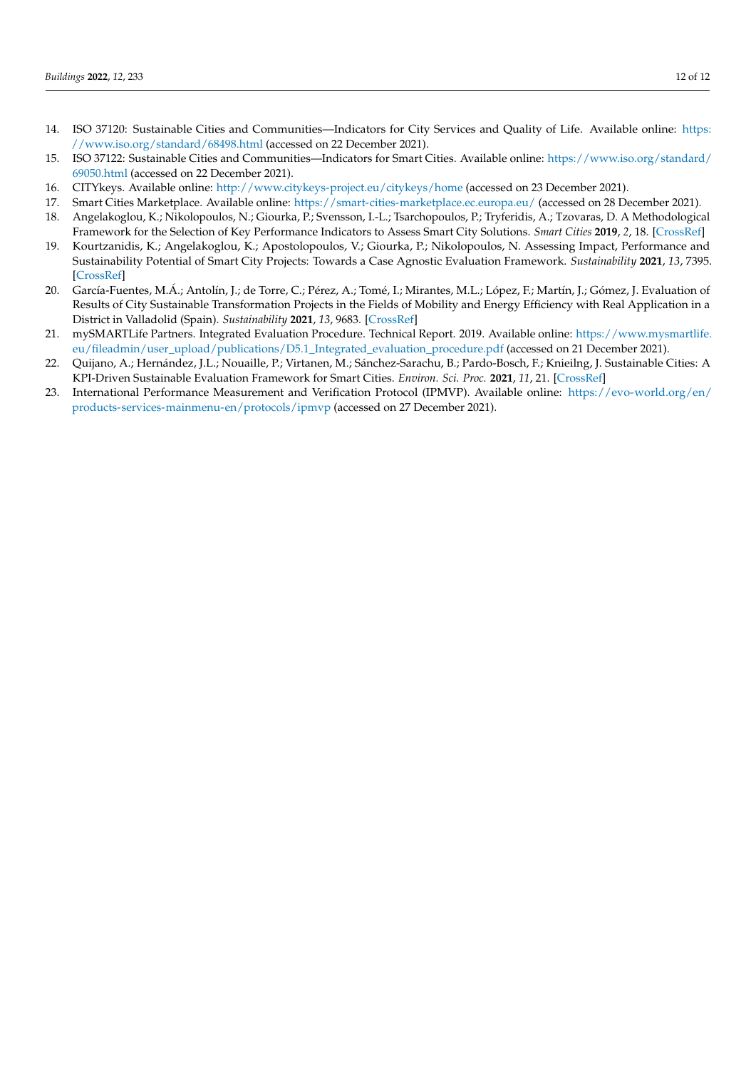14. ISO 37120: Sustainable Cities and Communities—Indicators for City Services and Quality of Life. Available online: https://www.iso.org/standard/68498.html (accessed on 22 December 2021).
15. ISO 37122: Sustainable Cities and Communities—Indicators for Smart Cities. Available online: https://www.iso.org/standard/69050.html (accessed on 22 December 2021).
16. CITYkeys. Available online: http://www.citykeys-project.eu/citykeys/home (accessed on 23 December 2021).
17. Smart Cities Marketplace. Available online: https://smart-cities-marketplace.ec.europa.eu/ (accessed on 28 December 2021).
18. Angelakoglou, K.; Nikolopoulos, N.; Giourka, P.; Svensson, I.-L.; Tsarchopoulos, P.; Tryferidis, A.; Tzovaras, D. A Methodological Framework for the Selection of Key Performance Indicators to Assess Smart City Solutions. *Smart Cities* **2019**, *2*, 18. [CrossRef]
19. Kourtzanidis, K.; Angelakoglou, K.; Apostolopoulos, V.; Giourka, P.; Nikolopoulos, N. Assessing Impact, Performance and Sustainability Potential of Smart City Projects: Towards a Case Agnostic Evaluation Framework. *Sustainability* **2021**, *13*, 7395. [CrossRef]
20. García-Fuentes, M.Á.; Antolín, J.; de Torre, C.; Pérez, A.; Tomé, I.; Mirantes, M.L.; López, F.; Martín, J.; Gómez, J. Evaluation of Results of City Sustainable Transformation Projects in the Fields of Mobility and Energy Efficiency with Real Application in a District in Valladolid (Spain). *Sustainability* **2021**, *13*, 9683. [CrossRef]
21. mySMARTLife Partners. Integrated Evaluation Procedure. Technical Report. 2019. Available online: https://www.mysmartlife.eu/fileadmin/user_upload/publications/D5.1_Integrated_evaluation_procedure.pdf (accessed on 21 December 2021).
22. Quijano, A.; Hernández, J.L.; Nouaille, P.; Virtanen, M.; Sánchez-Sarachu, B.; Pardo-Bosch, F.; Knieilng, J. Sustainable Cities: A KPI-Driven Sustainable Evaluation Framework for Smart Cities. *Environ. Sci. Proc.* **2021**, *11*, 21. [CrossRef]
23. International Performance Measurement and Verification Protocol (IPMVP). Available online: https://evo-world.org/en/products-services-mainmenu-en/protocols/ipmvp (accessed on 27 December 2021).